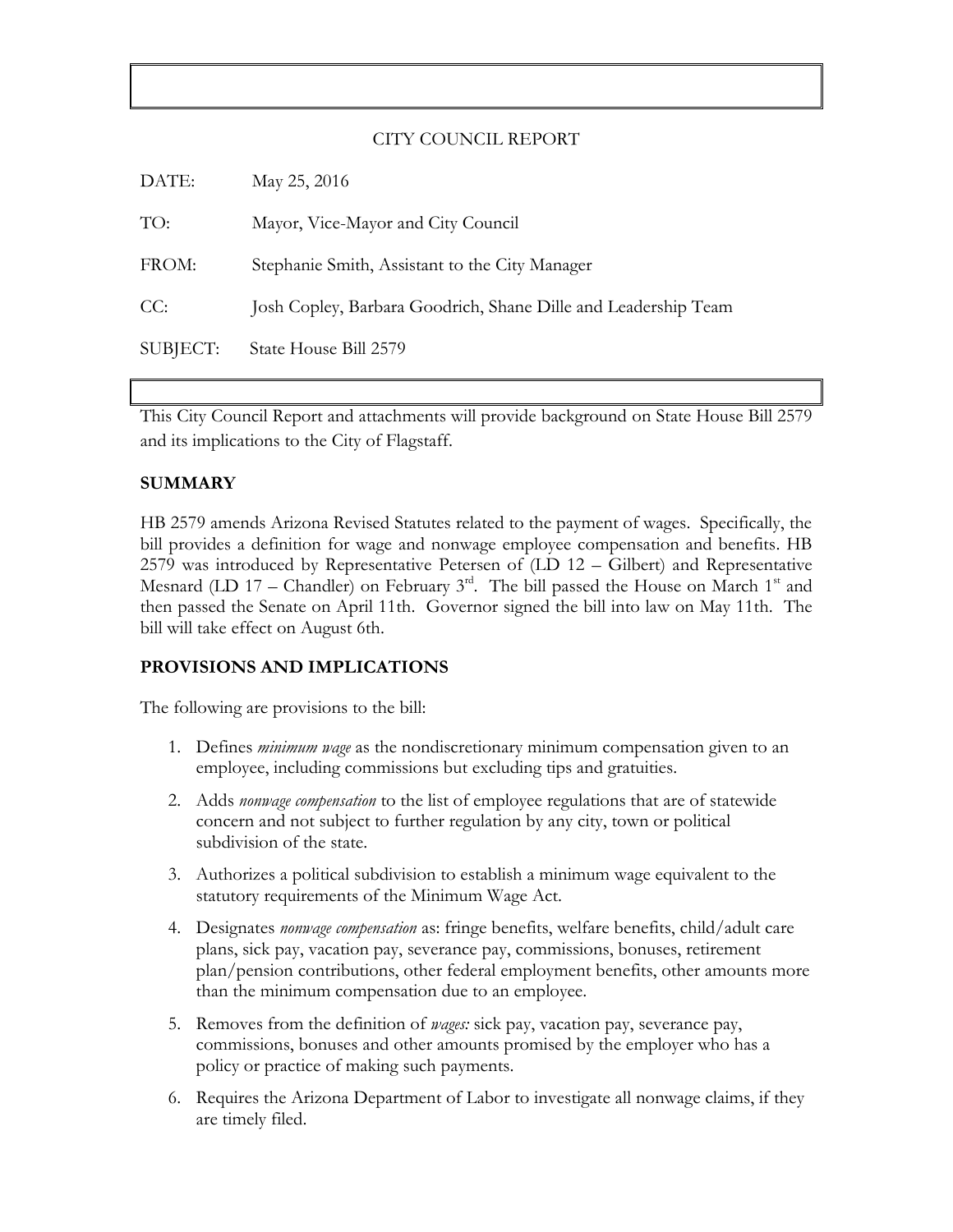CITY COUNCIL REPORT

| | |
|---|---|
| DATE: | May 25, 2016 |
| TO: | Mayor, Vice-Mayor and City Council |
| FROM: | Stephanie Smith, Assistant to the City Manager |
| CC: | Josh Copley, Barbara Goodrich, Shane Dille and Leadership Team |
| SUBJECT: | State House Bill 2579 |

This City Council Report and attachments will provide background on State House Bill 2579 and its implications to the City of Flagstaff.

## SUMMARY

HB 2579 amends Arizona Revised Statutes related to the payment of wages. Specifically, the bill provides a definition for wage and nonwage employee compensation and benefits. HB 2579 was introduced by Representative Petersen of (LD 12 – Gilbert) and Representative Mesnard (LD 17 – Chandler) on February 3rd. The bill passed the House on March 1st and then passed the Senate on April 11th. Governor signed the bill into law on May 11th. The bill will take effect on August 6th.

## PROVISIONS AND IMPLICATIONS

The following are provisions to the bill:

1. Defines *minimum wage* as the nondiscretionary minimum compensation given to an employee, including commissions but excluding tips and gratuities.
2. Adds *nonwage compensation* to the list of employee regulations that are of statewide concern and not subject to further regulation by any city, town or political subdivision of the state.
3. Authorizes a political subdivision to establish a minimum wage equivalent to the statutory requirements of the Minimum Wage Act.
4. Designates *nonwage compensation* as: fringe benefits, welfare benefits, child/adult care plans, sick pay, vacation pay, severance pay, commissions, bonuses, retirement plan/pension contributions, other federal employment benefits, other amounts more than the minimum compensation due to an employee.
5. Removes from the definition of *wages:* sick pay, vacation pay, severance pay, commissions, bonuses and other amounts promised by the employer who has a policy or practice of making such payments.
6. Requires the Arizona Department of Labor to investigate all nonwage claims, if they are timely filed.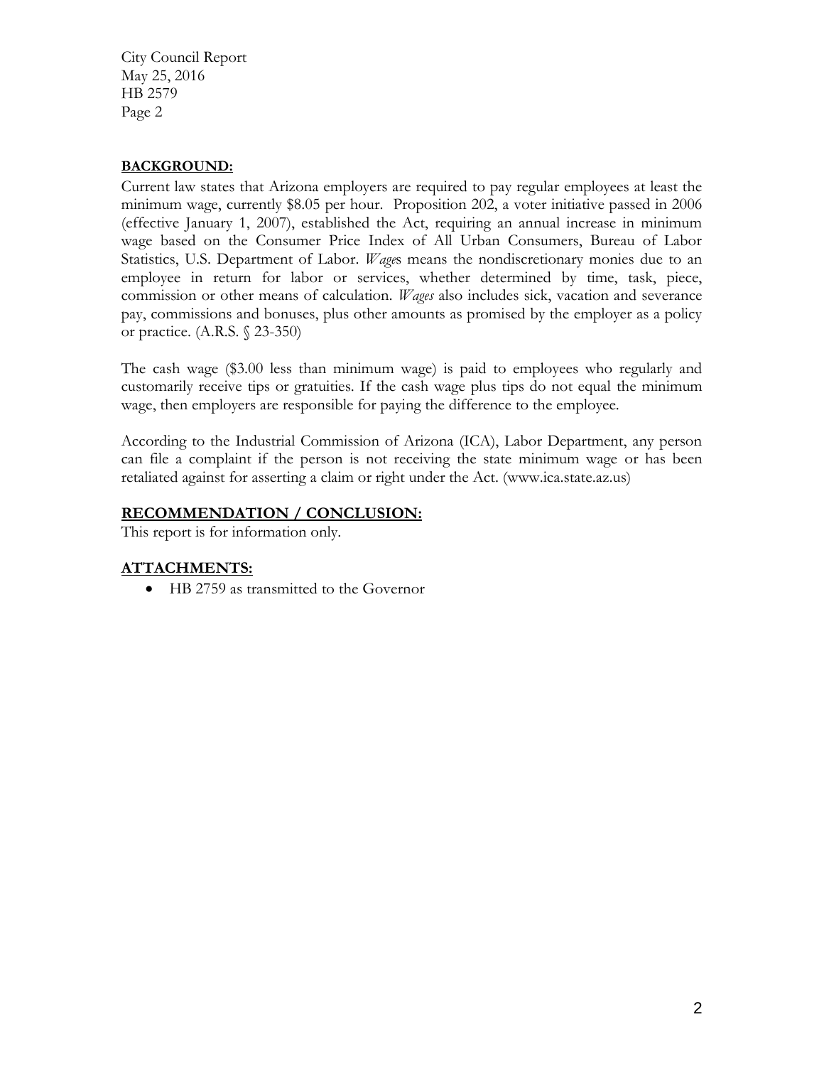**BACKGROUND:**

Current law states that Arizona employers are required to pay regular employees at least the minimum wage, currently $8.05 per hour. Proposition 202, a voter initiative passed in 2006 (effective January 1, 2007), established the Act, requiring an annual increase in minimum wage based on the Consumer Price Index of All Urban Consumers, Bureau of Labor Statistics, U.S. Department of Labor. *Wage*s means the nondiscretionary monies due to an employee in return for labor or services, whether determined by time, task, piece, commission or other means of calculation. *Wages* also includes sick, vacation and severance pay, commissions and bonuses, plus other amounts as promised by the employer as a policy or practice. (A.R.S. § 23-350)

The cash wage ($3.00 less than minimum wage) is paid to employees who regularly and customarily receive tips or gratuities. If the cash wage plus tips do not equal the minimum wage, then employers are responsible for paying the difference to the employee.

According to the Industrial Commission of Arizona (ICA), Labor Department, any person can file a complaint if the person is not receiving the state minimum wage or has been retaliated against for asserting a claim or right under the Act. (www.ica.state.az.us)

## RECOMMENDATION / CONCLUSION:

This report is for information only.

## ATTACHMENTS:

- HB 2759 as transmitted to the Governor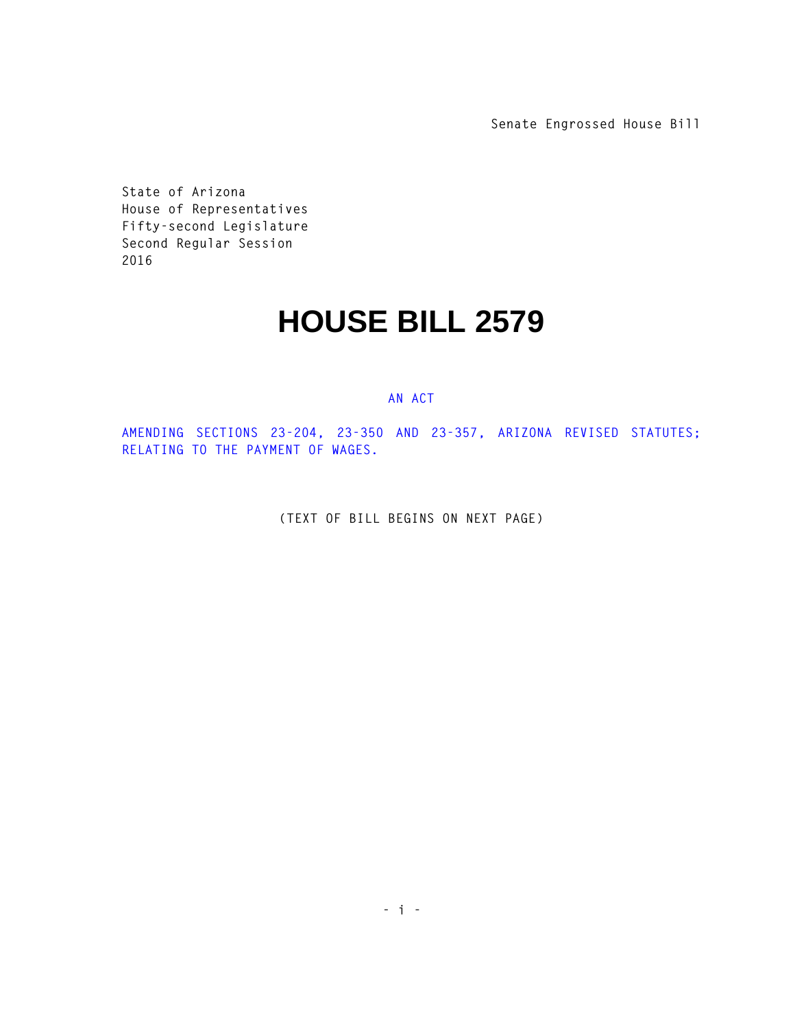Senate Engrossed House Bill

State of Arizona
House of Representatives
Fifty-second Legislature
Second Regular Session
2016

# HOUSE BILL 2579

AN ACT

AMENDING SECTIONS 23-204, 23-350 AND 23-357, ARIZONA REVISED STATUTES; RELATING TO THE PAYMENT OF WAGES.

(TEXT OF BILL BEGINS ON NEXT PAGE)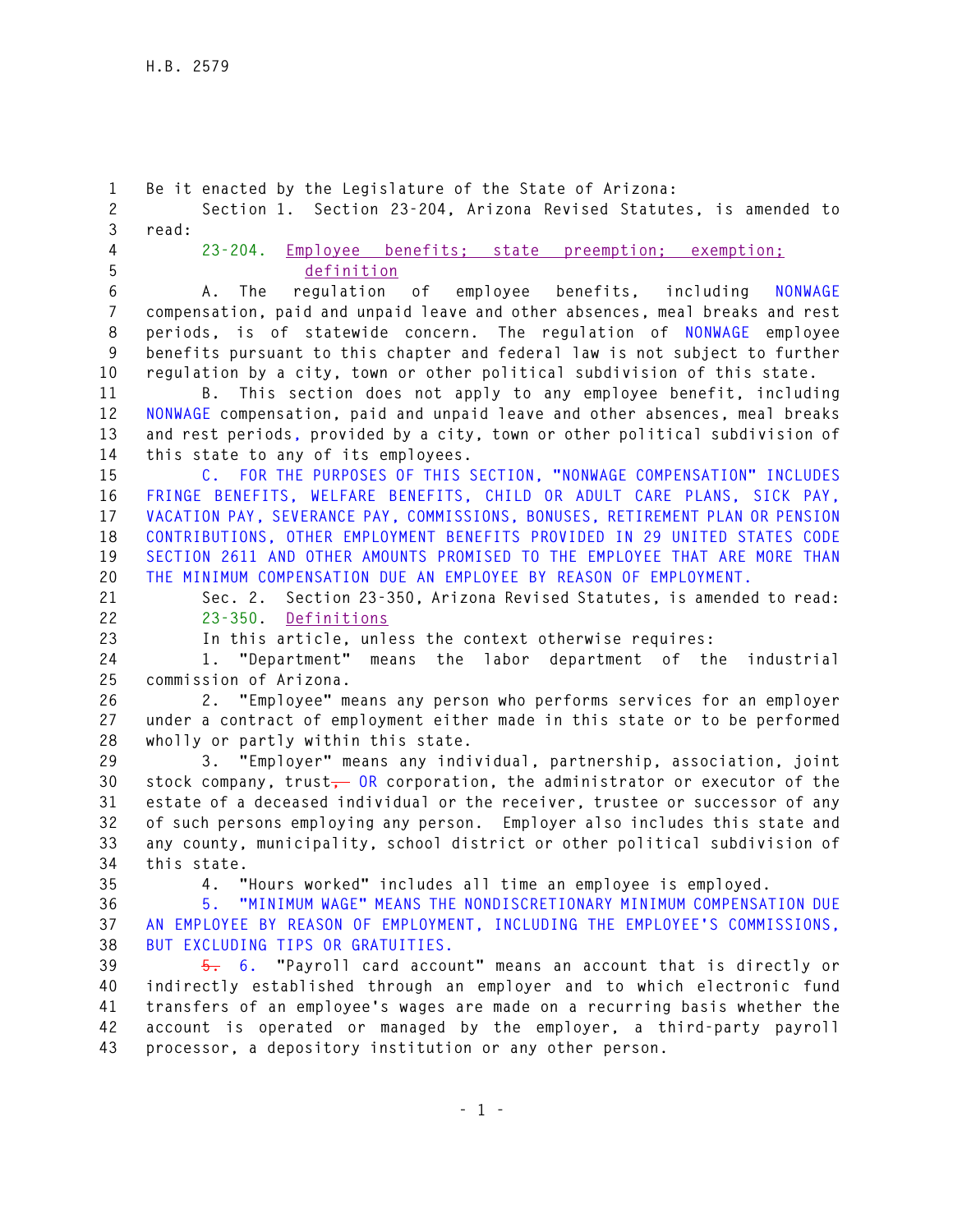Be it enacted by the Legislature of the State of Arizona:

Section 1. Section 23-204, Arizona Revised Statutes, is amended to read:

23-204. Employee benefits; state preemption; exemption; definition

A. The regulation of employee benefits, including NONWAGE compensation, paid and unpaid leave and other absences, meal breaks and rest periods, is of statewide concern. The regulation of NONWAGE employee benefits pursuant to this chapter and federal law is not subject to further regulation by a city, town or other political subdivision of this state.

B. This section does not apply to any employee benefit, including NONWAGE compensation, paid and unpaid leave and other absences, meal breaks and rest periods, provided by a city, town or other political subdivision of this state to any of its employees.

C. FOR THE PURPOSES OF THIS SECTION, "NONWAGE COMPENSATION" INCLUDES FRINGE BENEFITS, WELFARE BENEFITS, CHILD OR ADULT CARE PLANS, SICK PAY, VACATION PAY, SEVERANCE PAY, COMMISSIONS, BONUSES, RETIREMENT PLAN OR PENSION CONTRIBUTIONS, OTHER EMPLOYMENT BENEFITS PROVIDED IN 29 UNITED STATES CODE SECTION 2611 AND OTHER AMOUNTS PROMISED TO THE EMPLOYEE THAT ARE MORE THAN THE MINIMUM COMPENSATION DUE AN EMPLOYEE BY REASON OF EMPLOYMENT.

Sec. 2. Section 23-350, Arizona Revised Statutes, is amended to read:

23-350. Definitions

In this article, unless the context otherwise requires:

1. "Department" means the labor department of the industrial commission of Arizona.

2. "Employee" means any person who performs services for an employer under a contract of employment either made in this state or to be performed wholly or partly within this state.

3. "Employer" means any individual, partnership, association, joint stock company, trust~~,~~ OR corporation, the administrator or executor of the estate of a deceased individual or the receiver, trustee or successor of any of such persons employing any person. Employer also includes this state and any county, municipality, school district or other political subdivision of this state.

4. "Hours worked" includes all time an employee is employed.

5. "MINIMUM WAGE" MEANS THE NONDISCRETIONARY MINIMUM COMPENSATION DUE AN EMPLOYEE BY REASON OF EMPLOYMENT, INCLUDING THE EMPLOYEE'S COMMISSIONS, BUT EXCLUDING TIPS OR GRATUITIES.

~~5.~~ 6. "Payroll card account" means an account that is directly or indirectly established through an employer and to which electronic fund transfers of an employee's wages are made on a recurring basis whether the account is operated or managed by the employer, a third-party payroll processor, a depository institution or any other person.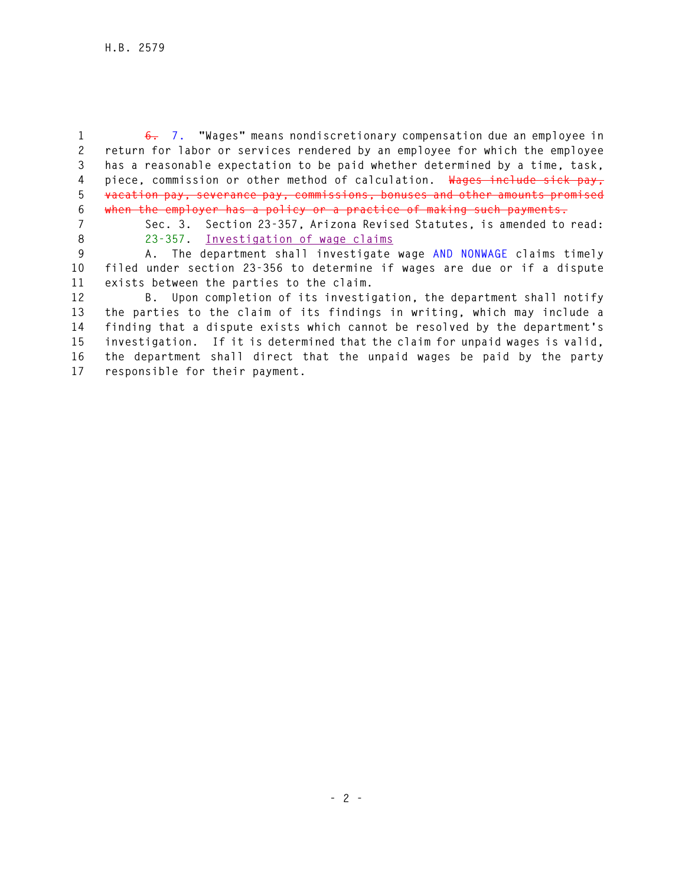~~6.~~ 7. "Wages" means nondiscretionary compensation due an employee in return for labor or services rendered by an employee for which the employee has a reasonable expectation to be paid whether determined by a time, task, piece, commission or other method of calculation. ~~Wages include sick pay, vacation pay, severance pay, commissions, bonuses and other amounts promised when the employer has a policy or a practice of making such payments.~~

Sec. 3. Section 23-357, Arizona Revised Statutes, is amended to read:

23-357. <u>Investigation of wage claims</u>

A. The department shall investigate wage AND NONWAGE claims timely filed under section 23-356 to determine if wages are due or if a dispute exists between the parties to the claim.

B. Upon completion of its investigation, the department shall notify the parties to the claim of its findings in writing, which may include a finding that a dispute exists which cannot be resolved by the department's investigation. If it is determined that the claim for unpaid wages is valid, the department shall direct that the unpaid wages be paid by the party responsible for their payment.